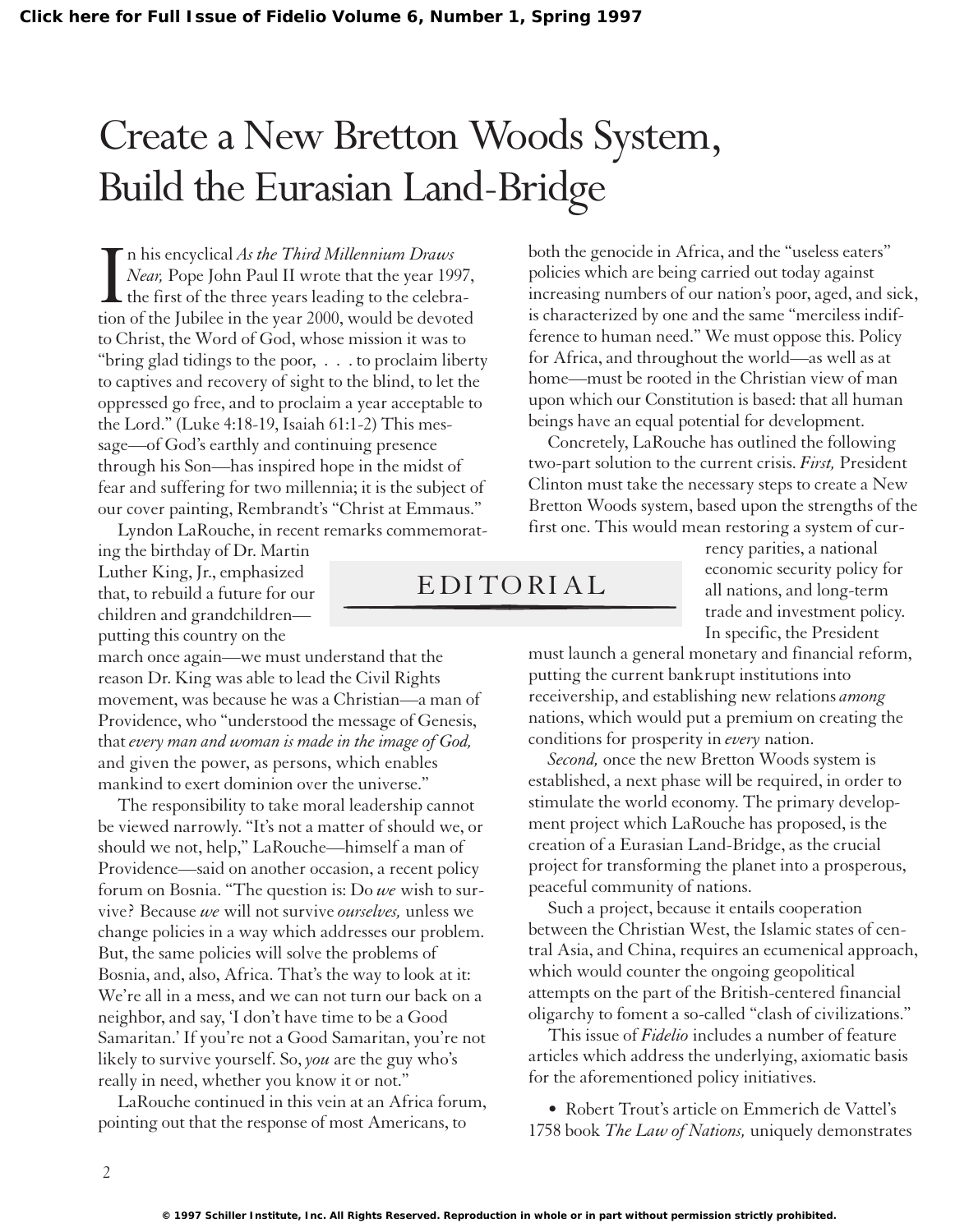# Create a New Bretton Woods System, Build the Eurasian Land-Bridge

## EDITORIAL

In his encyclical *As the Third Millennium Draws Near,* Pope John Paul II wrote that the year 1997, the first of the three years leading to the celebration of the Jubilee in the year 2000, would be devoted to Christ, the Word of God, whose mission it was to "bring glad tidings to the poor, . . . to proclaim liberty to captives and recovery of sight to the blind, to let the oppressed go free, and to proclaim a year acceptable to the Lord." (Luke 4:18-19, Isaiah 61:1-2) This message—of God's earthly and continuing presence through his Son—has inspired hope in the midst of fear and suffering for two millennia; it is the subject of our cover painting, Rembrandt's "Christ at Emmaus."

Lyndon LaRouche, in recent remarks commemorating the birthday of Dr. Martin Luther King, Jr., emphasized that, to rebuild a future for our children and grandchildren—putting this country on the march once again—we must understand that the reason Dr. King was able to lead the Civil Rights movement, was because he was a Christian—a man of Providence, who "understood the message of Genesis, that *every man and woman is made in the image of God,* and given the power, as persons, which enables mankind to exert dominion over the universe."

The responsibility to take moral leadership cannot be viewed narrowly. "It's not a matter of should we, or should we not, help," LaRouche—himself a man of Providence—said on another occasion, a recent policy forum on Bosnia. "The question is: Do *we* wish to survive? Because *we* will not survive *ourselves,* unless we change policies in a way which addresses our problem. But, the same policies will solve the problems of Bosnia, and, also, Africa. That's the way to look at it: We're all in a mess, and we can not turn our back on a neighbor, and say, 'I don't have time to be a Good Samaritan.' If you're not a Good Samaritan, you're not likely to survive yourself. So, *you* are the guy who's really in need, whether you know it or not."

LaRouche continued in this vein at an Africa forum, pointing out that the response of most Americans, to both the genocide in Africa, and the "useless eaters" policies which are being carried out today against increasing numbers of our nation's poor, aged, and sick, is characterized by one and the same "merciless indifference to human need." We must oppose this. Policy for Africa, and throughout the world—as well as at home—must be rooted in the Christian view of man upon which our Constitution is based: that all human beings have an equal potential for development.

Concretely, LaRouche has outlined the following two-part solution to the current crisis. *First,* President Clinton must take the necessary steps to create a New Bretton Woods system, based upon the strengths of the first one. This would mean restoring a system of currency parities, a national economic security policy for all nations, and long-term trade and investment policy. In specific, the President must launch a general monetary and financial reform, putting the current bankrupt institutions into receivership, and establishing new relations *among* nations, which would put a premium on creating the conditions for prosperity in *every* nation.

*Second,* once the new Bretton Woods system is established, a next phase will be required, in order to stimulate the world economy. The primary development project which LaRouche has proposed, is the creation of a Eurasian Land-Bridge, as the crucial project for transforming the planet into a prosperous, peaceful community of nations.

Such a project, because it entails cooperation between the Christian West, the Islamic states of central Asia, and China, requires an ecumenical approach, which would counter the ongoing geopolitical attempts on the part of the British-centered financial oligarchy to foment a so-called "clash of civilizations."

This issue of *Fidelio* includes a number of feature articles which address the underlying, axiomatic basis for the aforementioned policy initiatives.

- Robert Trout's article on Emmerich de Vattel's 1758 book *The Law of Nations,* uniquely demonstrates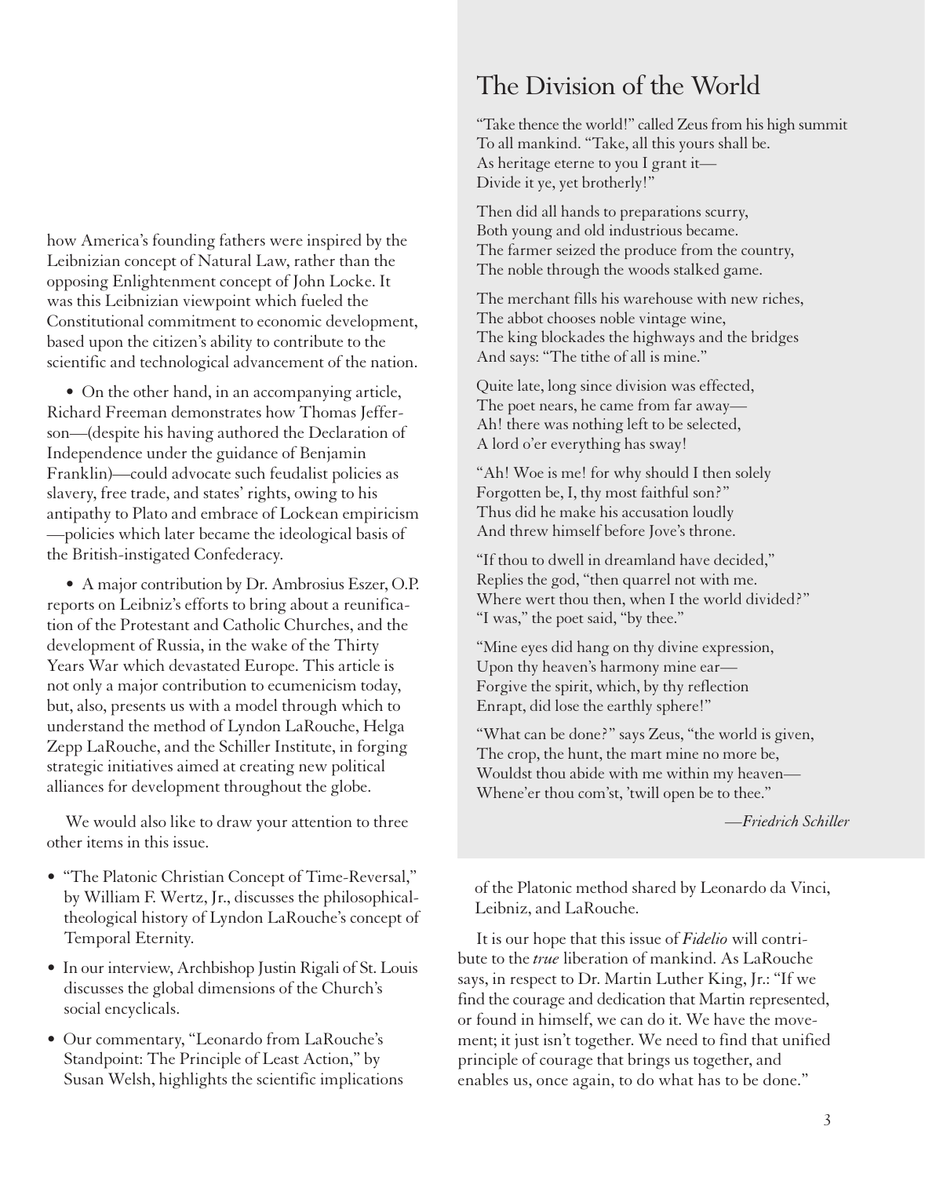how America's founding fathers were inspired by the Leibnizian concept of Natural Law, rather than the opposing Enlightenment concept of John Locke. It was this Leibnizian viewpoint which fueled the Constitutional commitment to economic development, based upon the citizen's ability to contribute to the scientific and technological advancement of the nation.

• On the other hand, in an accompanying article, Richard Freeman demonstrates how Thomas Jefferson—(despite his having authored the Declaration of Independence under the guidance of Benjamin Franklin)—could advocate such feudalist policies as slavery, free trade, and states' rights, owing to his antipathy to Plato and embrace of Lockean empiricism—policies which later became the ideological basis of the British-instigated Confederacy.

• A major contribution by Dr. Ambrosius Eszer, O.P. reports on Leibniz's efforts to bring about a reunification of the Protestant and Catholic Churches, and the development of Russia, in the wake of the Thirty Years War which devastated Europe. This article is not only a major contribution to ecumenicism today, but, also, presents us with a model through which to understand the method of Lyndon LaRouche, Helga Zepp LaRouche, and the Schiller Institute, in forging strategic initiatives aimed at creating new political alliances for development throughout the globe.

We would also like to draw your attention to three other items in this issue.

- "The Platonic Christian Concept of Time-Reversal," by William F. Wertz, Jr., discusses the philosophical-theological history of Lyndon LaRouche's concept of Temporal Eternity.
- In our interview, Archbishop Justin Rigali of St. Louis discusses the global dimensions of the Church's social encyclicals.
- Our commentary, "Leonardo from LaRouche's Standpoint: The Principle of Least Action," by Susan Welsh, highlights the scientific implications of the Platonic method shared by Leonardo da Vinci, Leibniz, and LaRouche.

It is our hope that this issue of *Fidelio* will contribute to the *true* liberation of mankind. As LaRouche says, in respect to Dr. Martin Luther King, Jr.: "If we find the courage and dedication that Martin represented, or found in himself, we can do it. We have the movement; it just isn't together. We need to find that unified principle of courage that brings us together, and enables us, once again, to do what has to be done."

## The Division of the World

"Take thence the world!" called Zeus from his high summit
To all mankind. "Take, all this yours shall be.
As heritage eterne to you I grant it—
Divide it ye, yet brotherly!"

Then did all hands to preparations scurry,
Both young and old industrious became.
The farmer seized the produce from the country,
The noble through the woods stalked game.

The merchant fills his warehouse with new riches,
The abbot chooses noble vintage wine,
The king blockades the highways and the bridges
And says: "The tithe of all is mine."

Quite late, long since division was effected,
The poet nears, he came from far away—
Ah! there was nothing left to be selected,
A lord o'er everything has sway!

"Ah! Woe is me! for why should I then solely
Forgotten be, I, thy most faithful son?"
Thus did he make his accusation loudly
And threw himself before Jove's throne.

"If thou to dwell in dreamland have decided,"
Replies the god, "then quarrel not with me.
Where wert thou then, when I the world divided?"
"I was," the poet said, "by thee."

"Mine eyes did hang on thy divine expression,
Upon thy heaven's harmony mine ear—
Forgive the spirit, which, by thy reflection
Enrapt, did lose the earthly sphere!"

"What can be done?" says Zeus, "the world is given,
The crop, the hunt, the mart mine no more be,
Wouldst thou abide with me within my heaven—
Whene'er thou com'st, 'twill open be to thee."

*—Friedrich Schiller*